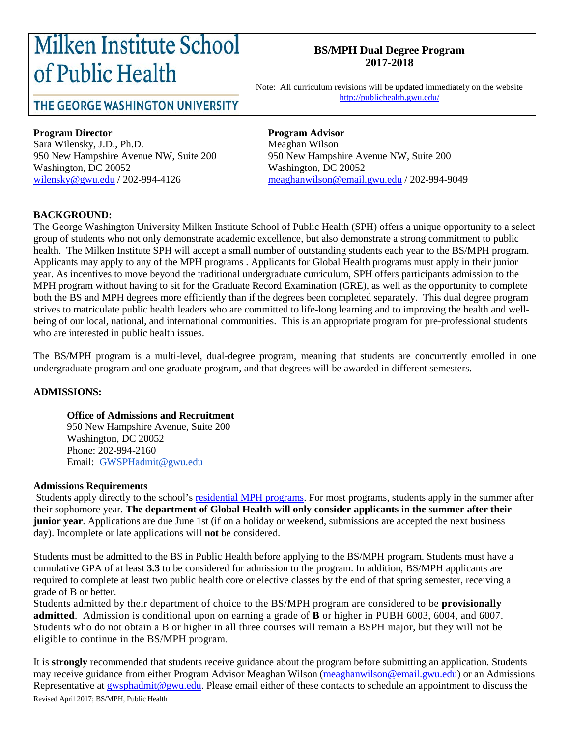# Milken Institute School of Public Health

THE GEORGE WASHINGTON UNIVERSITY

**BS/MPH Dual Degree Program**
**2017-2018**

Note: All curriculum revisions will be updated immediately on the website http://publichealth.gwu.edu/

**Program Director**
Sara Wilensky, J.D., Ph.D.
950 New Hampshire Avenue NW, Suite 200
Washington, DC 20052
wilensky@gwu.edu / 202-994-4126

**Program Advisor**
Meaghan Wilson
950 New Hampshire Avenue NW, Suite 200
Washington, DC 20052
meaghanwilson@email.gwu.edu / 202-994-9049

## BACKGROUND:

The George Washington University Milken Institute School of Public Health (SPH) offers a unique opportunity to a select group of students who not only demonstrate academic excellence, but also demonstrate a strong commitment to public health. The Milken Institute SPH will accept a small number of outstanding students each year to the BS/MPH program. Applicants may apply to any of the MPH programs . Applicants for Global Health programs must apply in their junior year. As incentives to move beyond the traditional undergraduate curriculum, SPH offers participants admission to the MPH program without having to sit for the Graduate Record Examination (GRE), as well as the opportunity to complete both the BS and MPH degrees more efficiently than if the degrees been completed separately. This dual degree program strives to matriculate public health leaders who are committed to life-long learning and to improving the health and well-being of our local, national, and international communities. This is an appropriate program for pre-professional students who are interested in public health issues.

The BS/MPH program is a multi-level, dual-degree program, meaning that students are concurrently enrolled in one undergraduate program and one graduate program, and that degrees will be awarded in different semesters.

## ADMISSIONS:

**Office of Admissions and Recruitment**
950 New Hampshire Avenue, Suite 200
Washington, DC 20052
Phone: 202-994-2160
Email: GWSPHadmit@gwu.edu

### Admissions Requirements

Students apply directly to the school's residential MPH programs. For most programs, students apply in the summer after their sophomore year. **The department of Global Health will only consider applicants in the summer after their junior year**. Applications are due June 1st (if on a holiday or weekend, submissions are accepted the next business day). Incomplete or late applications will **not** be considered.

Students must be admitted to the BS in Public Health before applying to the BS/MPH program. Students must have a cumulative GPA of at least **3.3** to be considered for admission to the program. In addition, BS/MPH applicants are required to complete at least two public health core or elective classes by the end of that spring semester, receiving a grade of B or better.

Students admitted by their department of choice to the BS/MPH program are considered to be **provisionally admitted**. Admission is conditional upon on earning a grade of **B** or higher in PUBH 6003, 6004, and 6007. Students who do not obtain a B or higher in all three courses will remain a BSPH major, but they will not be eligible to continue in the BS/MPH program.

It is **strongly** recommended that students receive guidance about the program before submitting an application. Students may receive guidance from either Program Advisor Meaghan Wilson (meaghanwilson@email.gwu.edu) or an Admissions Representative at gwsphadmit@gwu.edu. Please email either of these contacts to schedule an appointment to discuss the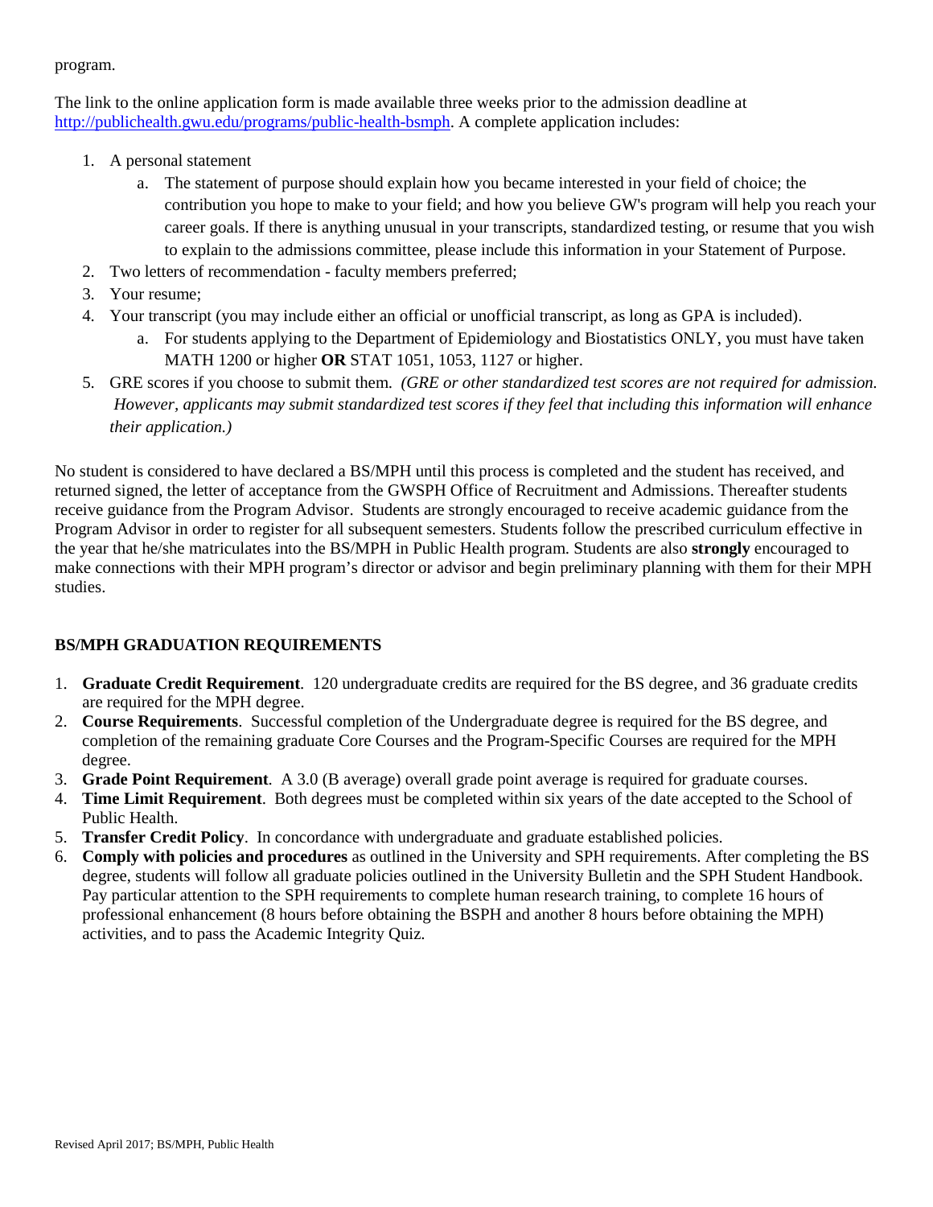program.

The link to the online application form is made available three weeks prior to the admission deadline at [http://publichealth.gwu.edu/programs/public-health-bsmph](http://publichealth.gwu.edu/programs/public-health-bsmph). A complete application includes:

1. A personal statement
   a. The statement of purpose should explain how you became interested in your field of choice; the contribution you hope to make to your field; and how you believe GW's program will help you reach your career goals. If there is anything unusual in your transcripts, standardized testing, or resume that you wish to explain to the admissions committee, please include this information in your Statement of Purpose.
2. Two letters of recommendation - faculty members preferred;
3. Your resume;
4. Your transcript (you may include either an official or unofficial transcript, as long as GPA is included).
   a. For students applying to the Department of Epidemiology and Biostatistics ONLY, you must have taken MATH 1200 or higher **OR** STAT 1051, 1053, 1127 or higher.
5. GRE scores if you choose to submit them. *(GRE or other standardized test scores are not required for admission. However, applicants may submit standardized test scores if they feel that including this information will enhance their application.)*

No student is considered to have declared a BS/MPH until this process is completed and the student has received, and returned signed, the letter of acceptance from the GWSPH Office of Recruitment and Admissions. Thereafter students receive guidance from the Program Advisor. Students are strongly encouraged to receive academic guidance from the Program Advisor in order to register for all subsequent semesters. Students follow the prescribed curriculum effective in the year that he/she matriculates into the BS/MPH in Public Health program. Students are also **strongly** encouraged to make connections with their MPH program's director or advisor and begin preliminary planning with them for their MPH studies.

## BS/MPH GRADUATION REQUIREMENTS

1. **Graduate Credit Requirement**. 120 undergraduate credits are required for the BS degree, and 36 graduate credits are required for the MPH degree.
2. **Course Requirements**. Successful completion of the Undergraduate degree is required for the BS degree, and completion of the remaining graduate Core Courses and the Program-Specific Courses are required for the MPH degree.
3. **Grade Point Requirement**. A 3.0 (B average) overall grade point average is required for graduate courses.
4. **Time Limit Requirement**. Both degrees must be completed within six years of the date accepted to the School of Public Health.
5. **Transfer Credit Policy**. In concordance with undergraduate and graduate established policies.
6. **Comply with policies and procedures** as outlined in the University and SPH requirements. After completing the BS degree, students will follow all graduate policies outlined in the University Bulletin and the SPH Student Handbook. Pay particular attention to the SPH requirements to complete human research training, to complete 16 hours of professional enhancement (8 hours before obtaining the BSPH and another 8 hours before obtaining the MPH) activities, and to pass the Academic Integrity Quiz.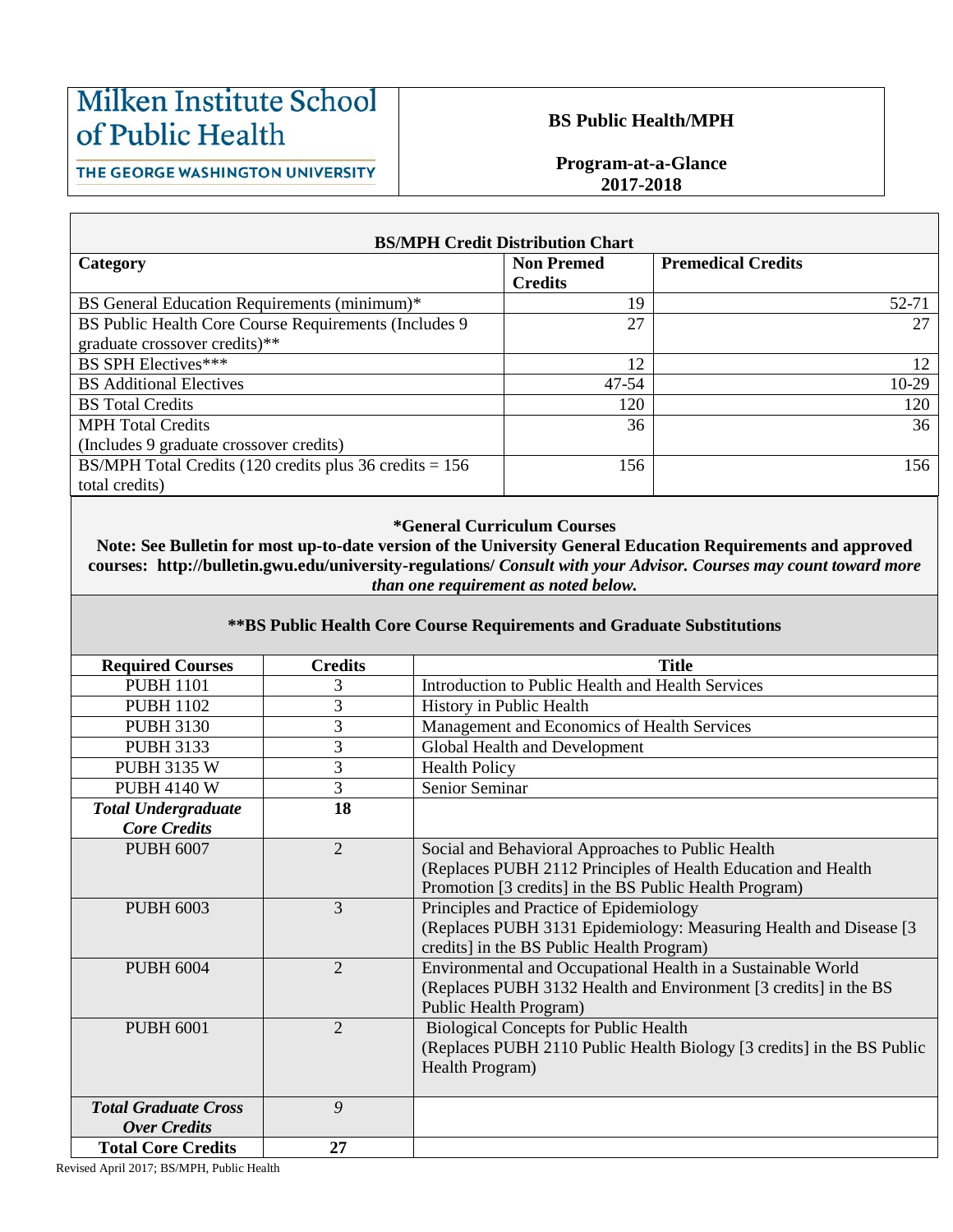# Milken Institute School of Public Health

THE GEORGE WASHINGTON UNIVERSITY

**BS Public Health/MPH**

**Program-at-a-Glance 2017-2018**

**BS/MPH Credit Distribution Chart**

| Category | Non Premed Credits | Premedical Credits |
|---|---|---|
| BS General Education Requirements (minimum)* | 19 | 52-71 |
| BS Public Health Core Course Requirements (Includes 9 graduate crossover credits)** | 27 | 27 |
| BS SPH Electives*** | 12 | 12 |
| BS Additional Electives | 47-54 | 10-29 |
| BS Total Credits | 120 | 120 |
| MPH Total Credits (Includes 9 graduate crossover credits) | 36 | 36 |
| BS/MPH Total Credits (120 credits plus 36 credits = 156 total credits) | 156 | 156 |

**\*General Curriculum Courses**

**Note: See Bulletin for most up-to-date version of the University General Education Requirements and approved courses: http://bulletin.gwu.edu/university-regulations/** ***Consult with your Advisor. Courses may count toward more than one requirement as noted below.***

**\*\*BS Public Health Core Course Requirements and Graduate Substitutions**

| Required Courses | Credits | Title |
|---|---|---|
| PUBH 1101 | 3 | Introduction to Public Health and Health Services |
| PUBH 1102 | 3 | History in Public Health |
| PUBH 3130 | 3 | Management and Economics of Health Services |
| PUBH 3133 | 3 | Global Health and Development |
| PUBH 3135 W | 3 | Health Policy |
| PUBH 4140 W | 3 | Senior Seminar |
| ***Total Undergraduate Core Credits*** | **18** | |
| PUBH 6007 | 2 | Social and Behavioral Approaches to Public Health (Replaces PUBH 2112 Principles of Health Education and Health Promotion [3 credits] in the BS Public Health Program) |
| PUBH 6003 | 3 | Principles and Practice of Epidemiology (Replaces PUBH 3131 Epidemiology: Measuring Health and Disease [3 credits] in the BS Public Health Program) |
| PUBH 6004 | 2 | Environmental and Occupational Health in a Sustainable World (Replaces PUBH 3132 Health and Environment [3 credits] in the BS Public Health Program) |
| PUBH 6001 | 2 | Biological Concepts for Public Health (Replaces PUBH 2110 Public Health Biology [3 credits] in the BS Public Health Program) |
| ***Total Graduate Cross Over Credits*** | *9* | |
| **Total Core Credits** | **27** | |

Revised April 2017; BS/MPH, Public Health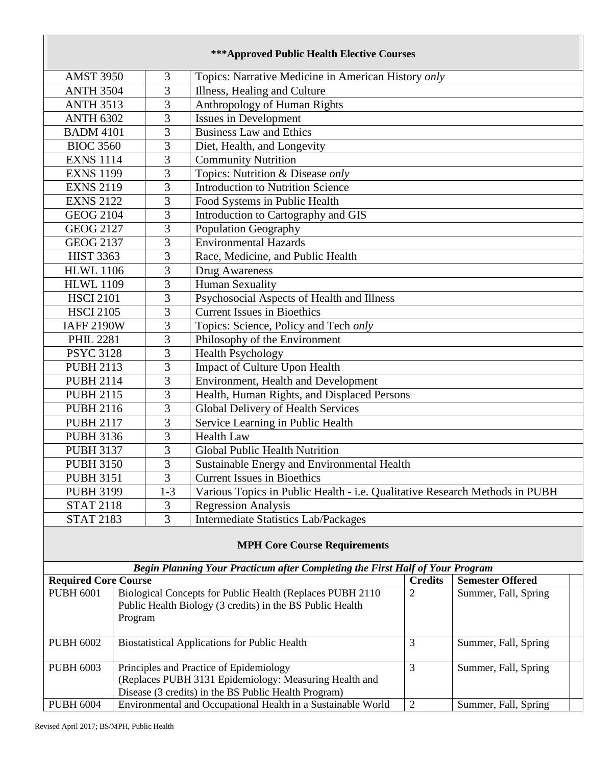## ***Approved Public Health Elective Courses

| Course | Credits | Title |
|---|---|---|
| AMST 3950 | 3 | Topics: Narrative Medicine in American History *only* |
| ANTH 3504 | 3 | Illness, Healing and Culture |
| ANTH 3513 | 3 | Anthropology of Human Rights |
| ANTH 6302 | 3 | Issues in Development |
| BADM 4101 | 3 | Business Law and Ethics |
| BIOC 3560 | 3 | Diet, Health, and Longevity |
| EXNS 1114 | 3 | Community Nutrition |
| EXNS 1199 | 3 | Topics: Nutrition & Disease *only* |
| EXNS 2119 | 3 | Introduction to Nutrition Science |
| EXNS 2122 | 3 | Food Systems in Public Health |
| GEOG 2104 | 3 | Introduction to Cartography and GIS |
| GEOG 2127 | 3 | Population Geography |
| GEOG 2137 | 3 | Environmental Hazards |
| HIST 3363 | 3 | Race, Medicine, and Public Health |
| HLWL 1106 | 3 | Drug Awareness |
| HLWL 1109 | 3 | Human Sexuality |
| HSCI 2101 | 3 | Psychosocial Aspects of Health and Illness |
| HSCI 2105 | 3 | Current Issues in Bioethics |
| IAFF 2190W | 3 | Topics: Science, Policy and Tech *only* |
| PHIL 2281 | 3 | Philosophy of the Environment |
| PSYC 3128 | 3 | Health Psychology |
| PUBH 2113 | 3 | Impact of Culture Upon Health |
| PUBH 2114 | 3 | Environment, Health and Development |
| PUBH 2115 | 3 | Health, Human Rights, and Displaced Persons |
| PUBH 2116 | 3 | Global Delivery of Health Services |
| PUBH 2117 | 3 | Service Learning in Public Health |
| PUBH 3136 | 3 | Health Law |
| PUBH 3137 | 3 | Global Public Health Nutrition |
| PUBH 3150 | 3 | Sustainable Energy and Environmental Health |
| PUBH 3151 | 3 | Current Issues in Bioethics |
| PUBH 3199 | 1-3 | Various Topics in Public Health - i.e. Qualitative Research Methods in PUBH |
| STAT 2118 | 3 | Regression Analysis |
| STAT 2183 | 3 | Intermediate Statistics Lab/Packages |

## MPH Core Course Requirements

***Begin Planning Your Practicum after Completing the First Half of Your Program***

| Required Core Course | | Credits | Semester Offered | |
|---|---|---|---|---|
| PUBH 6001 | Biological Concepts for Public Health (Replaces PUBH 2110 Public Health Biology (3 credits) in the BS Public Health Program | 2 | Summer, Fall, Spring | |
| PUBH 6002 | Biostatistical Applications for Public Health | 3 | Summer, Fall, Spring | |
| PUBH 6003 | Principles and Practice of Epidemiology (Replaces PUBH 3131 Epidemiology: Measuring Health and Disease (3 credits) in the BS Public Health Program) | 3 | Summer, Fall, Spring | |
| PUBH 6004 | Environmental and Occupational Health in a Sustainable World | 2 | Summer, Fall, Spring | |

Revised April 2017; BS/MPH, Public Health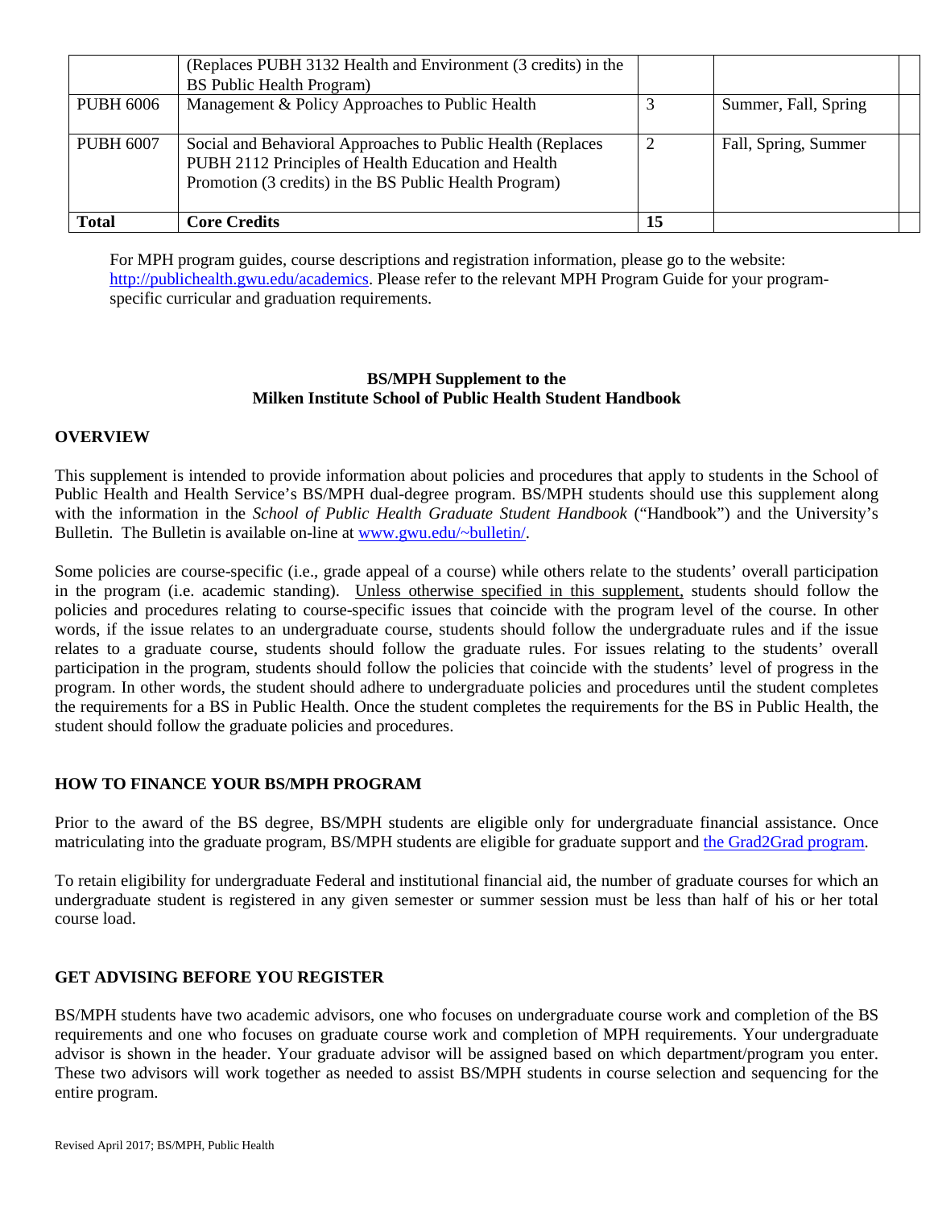|  | (Replaces PUBH 3132 Health and Environment (3 credits) in the BS Public Health Program) |  |  |
|---|---|---|---|
| PUBH 6006 | Management & Policy Approaches to Public Health | 3 | Summer, Fall, Spring |
| PUBH 6007 | Social and Behavioral Approaches to Public Health (Replaces PUBH 2112 Principles of Health Education and Health Promotion (3 credits) in the BS Public Health Program) | 2 | Fall, Spring, Summer |
| **Total** | **Core Credits** | **15** |  |

For MPH program guides, course descriptions and registration information, please go to the website: http://publichealth.gwu.edu/academics. Please refer to the relevant MPH Program Guide for your program-specific curricular and graduation requirements.

**BS/MPH Supplement to the**
**Milken Institute School of Public Health Student Handbook**

## OVERVIEW

This supplement is intended to provide information about policies and procedures that apply to students in the School of Public Health and Health Service's BS/MPH dual-degree program. BS/MPH students should use this supplement along with the information in the *School of Public Health Graduate Student Handbook* ("Handbook") and the University's Bulletin. The Bulletin is available on-line at www.gwu.edu/~bulletin/.

Some policies are course-specific (i.e., grade appeal of a course) while others relate to the students' overall participation in the program (i.e. academic standing). Unless otherwise specified in this supplement, students should follow the policies and procedures relating to course-specific issues that coincide with the program level of the course. In other words, if the issue relates to an undergraduate course, students should follow the undergraduate rules and if the issue relates to a graduate course, students should follow the graduate rules. For issues relating to the students' overall participation in the program, students should follow the policies that coincide with the students' level of progress in the program. In other words, the student should adhere to undergraduate policies and procedures until the student completes the requirements for a BS in Public Health. Once the student completes the requirements for the BS in Public Health, the student should follow the graduate policies and procedures.

## HOW TO FINANCE YOUR BS/MPH PROGRAM

Prior to the award of the BS degree, BS/MPH students are eligible only for undergraduate financial assistance. Once matriculating into the graduate program, BS/MPH students are eligible for graduate support and the Grad2Grad program.

To retain eligibility for undergraduate Federal and institutional financial aid, the number of graduate courses for which an undergraduate student is registered in any given semester or summer session must be less than half of his or her total course load.

## GET ADVISING BEFORE YOU REGISTER

BS/MPH students have two academic advisors, one who focuses on undergraduate course work and completion of the BS requirements and one who focuses on graduate course work and completion of MPH requirements. Your undergraduate advisor is shown in the header. Your graduate advisor will be assigned based on which department/program you enter. These two advisors will work together as needed to assist BS/MPH students in course selection and sequencing for the entire program.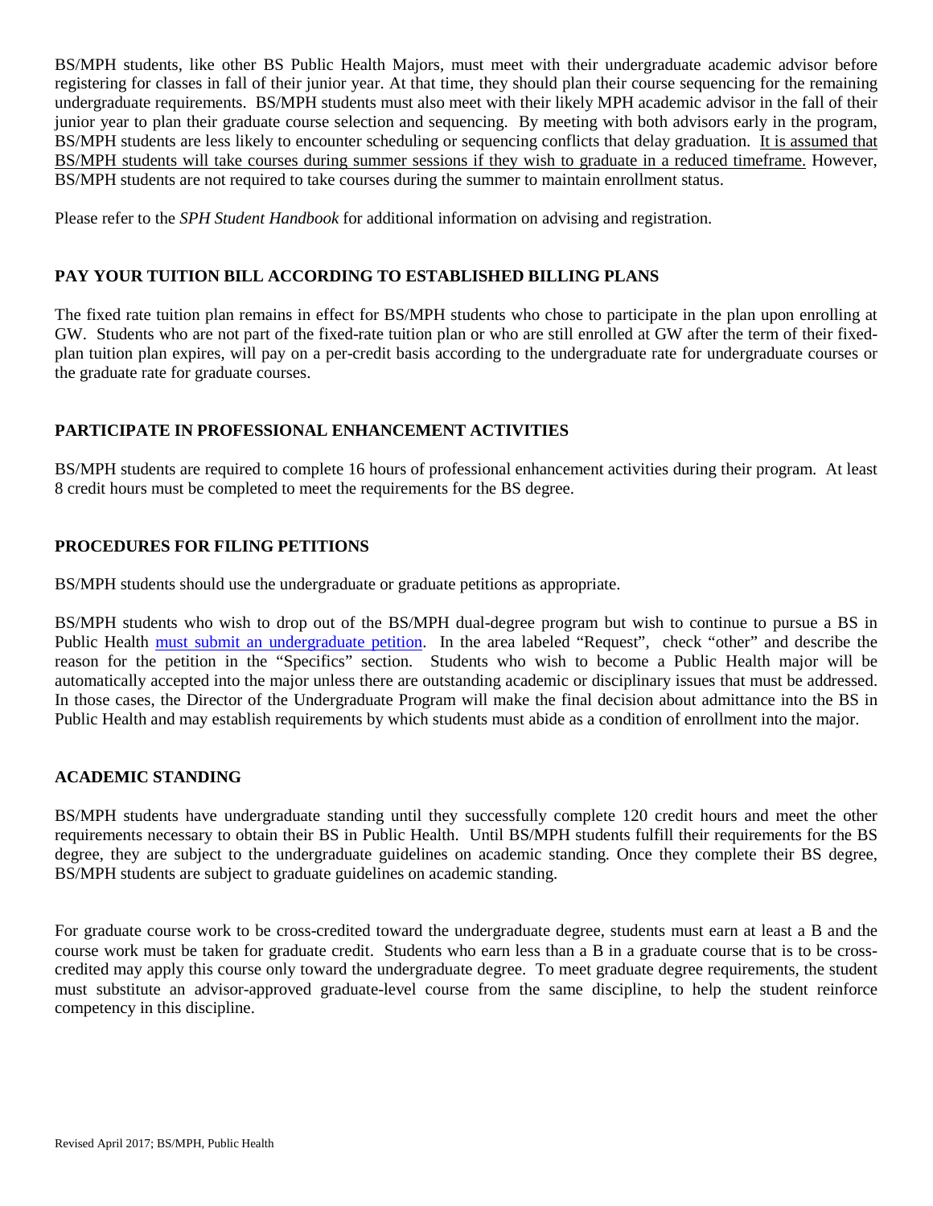BS/MPH students, like other BS Public Health Majors, must meet with their undergraduate academic advisor before registering for classes in fall of their junior year. At that time, they should plan their course sequencing for the remaining undergraduate requirements. BS/MPH students must also meet with their likely MPH academic advisor in the fall of their junior year to plan their graduate course selection and sequencing. By meeting with both advisors early in the program, BS/MPH students are less likely to encounter scheduling or sequencing conflicts that delay graduation. <u>It is assumed that BS/MPH students will take courses during summer sessions if they wish to graduate in a reduced timeframe.</u> However, BS/MPH students are not required to take courses during the summer to maintain enrollment status.

Please refer to the *SPH Student Handbook* for additional information on advising and registration.

## PAY YOUR TUITION BILL ACCORDING TO ESTABLISHED BILLING PLANS

The fixed rate tuition plan remains in effect for BS/MPH students who chose to participate in the plan upon enrolling at GW. Students who are not part of the fixed-rate tuition plan or who are still enrolled at GW after the term of their fixed-plan tuition plan expires, will pay on a per-credit basis according to the undergraduate rate for undergraduate courses or the graduate rate for graduate courses.

## PARTICIPATE IN PROFESSIONAL ENHANCEMENT ACTIVITIES

BS/MPH students are required to complete 16 hours of professional enhancement activities during their program. At least 8 credit hours must be completed to meet the requirements for the BS degree.

## PROCEDURES FOR FILING PETITIONS

BS/MPH students should use the undergraduate or graduate petitions as appropriate.

BS/MPH students who wish to drop out of the BS/MPH dual-degree program but wish to continue to pursue a BS in Public Health must submit an undergraduate petition. In the area labeled "Request", check "other" and describe the reason for the petition in the "Specifics" section. Students who wish to become a Public Health major will be automatically accepted into the major unless there are outstanding academic or disciplinary issues that must be addressed. In those cases, the Director of the Undergraduate Program will make the final decision about admittance into the BS in Public Health and may establish requirements by which students must abide as a condition of enrollment into the major.

## ACADEMIC STANDING

BS/MPH students have undergraduate standing until they successfully complete 120 credit hours and meet the other requirements necessary to obtain their BS in Public Health. Until BS/MPH students fulfill their requirements for the BS degree, they are subject to the undergraduate guidelines on academic standing. Once they complete their BS degree, BS/MPH students are subject to graduate guidelines on academic standing.

For graduate course work to be cross-credited toward the undergraduate degree, students must earn at least a B and the course work must be taken for graduate credit. Students who earn less than a B in a graduate course that is to be cross-credited may apply this course only toward the undergraduate degree. To meet graduate degree requirements, the student must substitute an advisor-approved graduate-level course from the same discipline, to help the student reinforce competency in this discipline.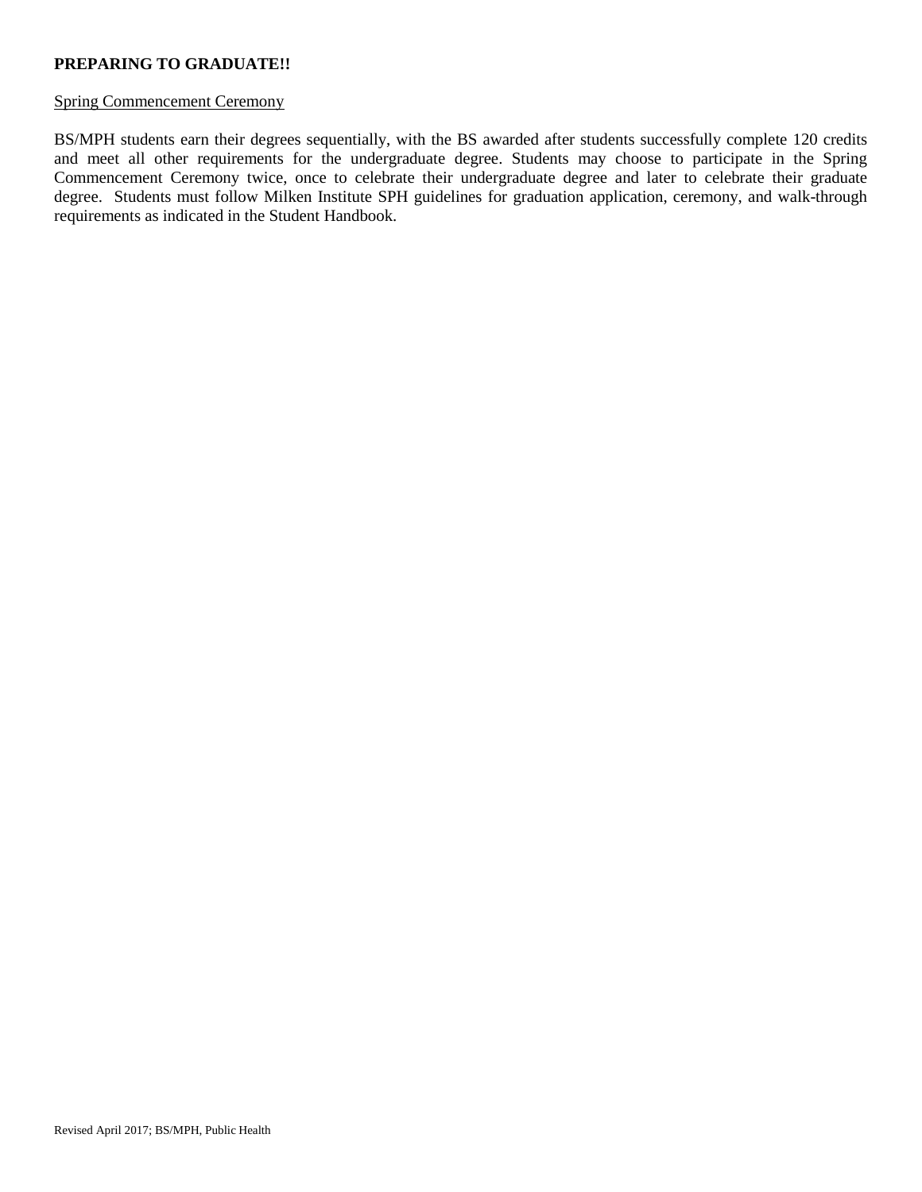**PREPARING TO GRADUATE!!**

Spring Commencement Ceremony

BS/MPH students earn their degrees sequentially, with the BS awarded after students successfully complete 120 credits and meet all other requirements for the undergraduate degree. Students may choose to participate in the Spring Commencement Ceremony twice, once to celebrate their undergraduate degree and later to celebrate their graduate degree. Students must follow Milken Institute SPH guidelines for graduation application, ceremony, and walk-through requirements as indicated in the Student Handbook.